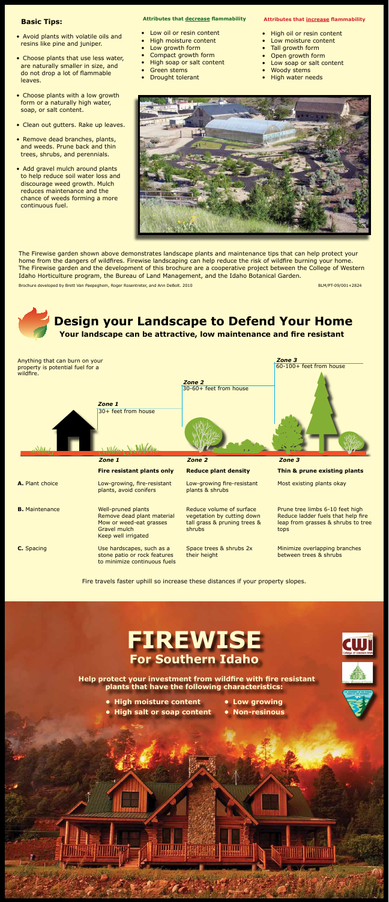## Basic Tips:

- Avoid plants with volatile oils and resins like pine and juniper.
- Choose plants that use less water, are naturally smaller in size, and do not drop a lot of flammable leaves.
- Choose plants with a low growth form or a naturally high water, soap, or salt content.
- Clean out gutters. Rake up leaves.
- Remove dead branches, plants, and weeds. Prune back and thin trees, shrubs, and perennials.
- Add gravel mulch around plants to help reduce soil water loss and discourage weed growth. Mulch reduces maintenance and the chance of weeds forming a more continuous fuel.

### Attributes that decrease flammability

- Low oil or resin content
- High moisture content
- Low growth form
- Compact growth form
- High soap or salt content
- Green stems
- Drought tolerant

### Attributes that increase flammability

- High oil or resin content
- Low moisture content
- Tall growth form
- Open growth form
- Low soap or salt content
- Woody stems
- High water needs

The Firewise garden shown above demonstrates landscape plants and maintenance tips that can help protect your home from the dangers of wildfires. Firewise landscaping can help reduce the risk of wildfire burning your home. The Firewise garden and the development of this brochure are a cooperative project between the College of Western Idaho Horticulture program, the Bureau of Land Management, and the Idaho Botanical Garden.

Brochure developed by Brett Van Paepeghem, Roger Rosentreter, and Ann DeBolt. 2010

BLM/PT-09/001+2824

# Design your Landscape to Defend Your Home

**Your landscape can be attractive, low maintenance and fire resistant**

Anything that can burn on your property is potential fuel for a wildfire.

*Zone 1* — 30+ feet from house

*Zone 2* — 30-60+ feet from house

*Zone 3* — 60-100+ feet from house

| | *Zone 1* | *Zone 2* | *Zone 3* |
|---|---|---|---|
| | **Fire resistant plants only** | **Reduce plant density** | **Thin & prune existing plants** |
| **A.** Plant choice | Low-growing, fire-resistant plants, avoid conifers | Low-growing fire-resistant plants & shrubs | Most existing plants okay |
| **B.** Maintenance | Well-pruned plants<br>Remove dead plant material<br>Mow or weed-eat grasses<br>Gravel mulch<br>Keep well irrigated | Reduce volume of surface vegetation by cutting down tall grass & pruning trees & shrubs | Prune tree limbs 6-10 feet high<br>Reduce ladder fuels that help fire leap from grasses & shrubs to tree tops |
| **C.** Spacing | Use hardscapes, such as a stone patio or rock features to minimize continuous fuels | Space trees & shrubs 2x their height | Minimize overlapping branches between trees & shrubs |

Fire travels faster uphill so increase these distances if your property slopes.

# FIREWISE
## For Southern Idaho

**Help protect your investment from wildfire with fire resistant plants that have the following characteristics:**

- **High moisture content**
- **High salt or soap content**
- **Low growing**
- **Non-resinous**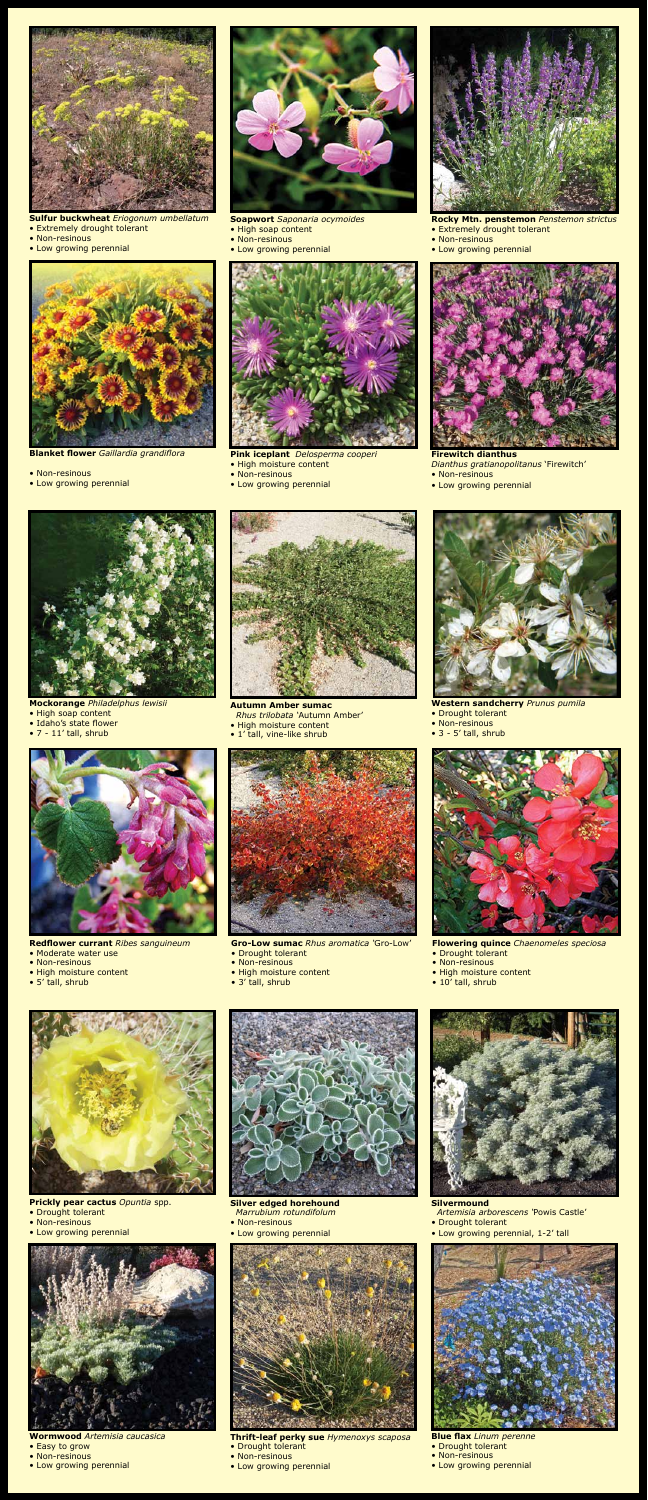**Sulfur buckwheat** *Eriogonum umbellatum*
- Extremely drought tolerant
- Non-resinous
- Low growing perennial

**Soapwort** *Saponaria ocymoides*
- High soap content
- Non-resinous
- Low growing perennial

**Rocky Mtn. penstemon** *Penstemon strictus*
- Extremely drought tolerant
- Non-resinous
- Low growing perennial

**Blanket flower** *Gaillardia grandiflora*
- Non-resinous
- Low growing perennial

**Pink iceplant** *Delosperma cooperi*
- High moisture content
- Non-resinous
- Low growing perennial

**Firewitch dianthus** *Dianthus gratianopolitanus* 'Firewitch'
- Non-resinous
- Low growing perennial

**Mockorange** *Philadelphus lewisii*
- High soap content
- Idaho's state flower
- 7 - 11' tall, shrub

**Autumn Amber sumac** *Rhus trilobata* 'Autumn Amber'
- High moisture content
- 1' tall, vine-like shrub

**Western sandcherry** *Prunus pumila*
- Drought tolerant
- Non-resinous
- 3 - 5' tall, shrub

**Redflower currant** *Ribes sanguineum*
- Moderate water use
- Non-resinous
- High moisture content
- 5' tall, shrub

**Gro-Low sumac** *Rhus aromatica* 'Gro-Low'
- Drought tolerant
- Non-resinous
- High moisture content
- 3' tall, shrub

**Flowering quince** *Chaenomeles speciosa*
- Drought tolerant
- Non-resinous
- High moisture content
- 10' tall, shrub

**Prickly pear cactus** *Opuntia* spp.
- Drought tolerant
- Non-resinous
- Low growing perennial

**Silver edged horehound** *Marrubium rotundifolum*
- Non-resinous
- Low growing perennial

**Silvermound** *Artemisia arborescens* 'Powis Castle'
- Drought tolerant
- Low growing perennial, 1-2' tall

**Wormwood** *Artemisia caucasica*
- Easy to grow
- Non-resinous
- Low growing perennial

**Thrift-leaf perky sue** *Hymenoxys scaposa*
- Drought tolerant
- Non-resinous
- Low growing perennial

**Blue flax** *Linum perenne*
- Drought tolerant
- Non-resinous
- Low growing perennial